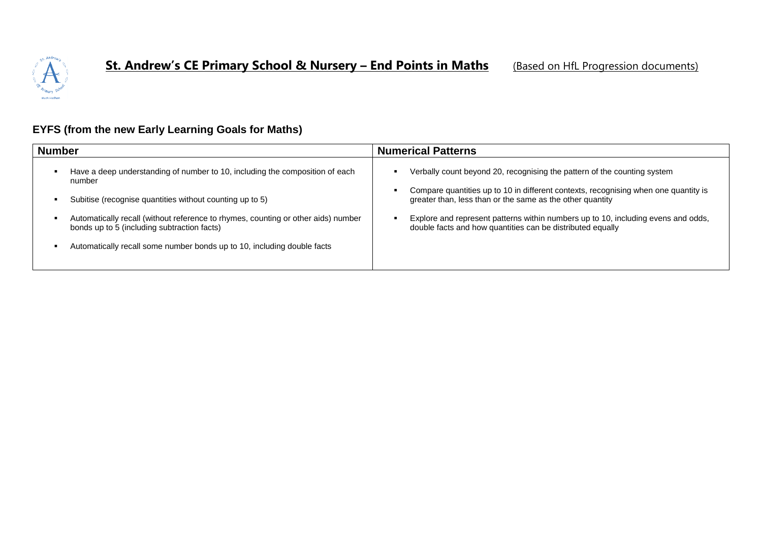# St. Andrew's CE Primary School & Nursery – End Points in Maths

(Based on HfL Progression documents)

## EYFS (from the new Early Learning Goals for Maths)

| Number | Numerical Patterns |
|---|---|
| ▪ Have a deep understanding of number to 10, including the composition of each number<br><br>▪ Subitise (recognise quantities without counting up to 5)<br><br>▪ Automatically recall (without reference to rhymes, counting or other aids) number bonds up to 5 (including subtraction facts)<br><br>▪ Automatically recall some number bonds up to 10, including double facts | ▪ Verbally count beyond 20, recognising the pattern of the counting system<br><br>▪ Compare quantities up to 10 in different contexts, recognising when one quantity is greater than, less than or the same as the other quantity<br><br>▪ Explore and represent patterns within numbers up to 10, including evens and odds, double facts and how quantities can be distributed equally |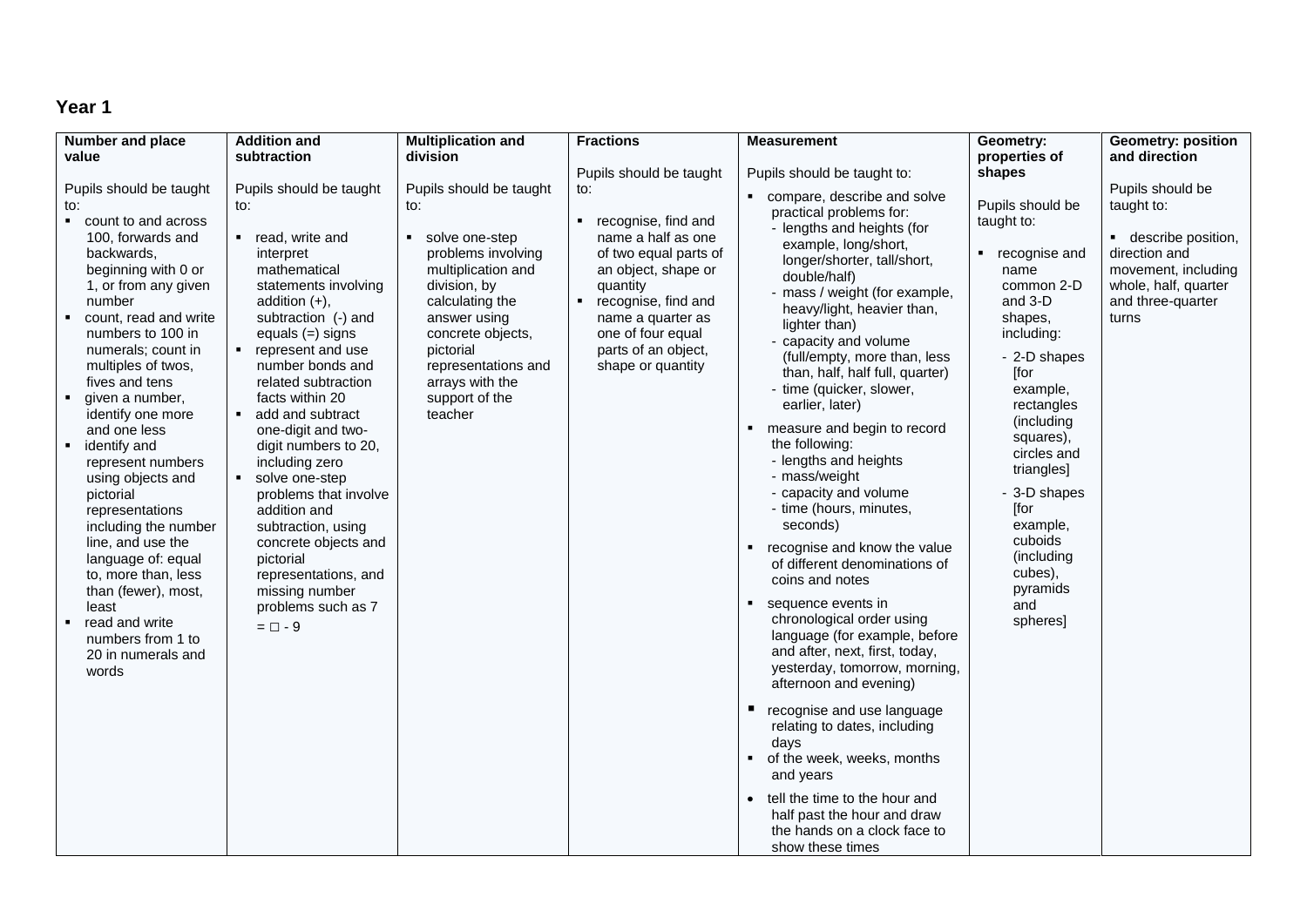## Year 1

| Number and place value | Addition and subtraction | Multiplication and division | Fractions | Measurement | Geometry: properties of shapes | Geometry: position and direction |
|---|---|---|---|---|---|---|
| Pupils should be taught to:<br>▪ count to and across 100, forwards and backwards, beginning with 0 or 1, or from any given number<br>▪ count, read and write numbers to 100 in numerals; count in multiples of twos, fives and tens<br>▪ given a number, identify one more and one less<br>▪ identify and represent numbers using objects and pictorial representations including the number line, and use the language of: equal to, more than, less than (fewer), most, least<br>▪ read and write numbers from 1 to 20 in numerals and words | Pupils should be taught to:<br>▪ read, write and interpret mathematical statements involving addition (+), subtraction (-) and equals (=) signs<br>▪ represent and use number bonds and related subtraction facts within 20<br>▪ add and subtract one-digit and two-digit numbers to 20, including zero<br>▪ solve one-step problems that involve addition and subtraction, using concrete objects and pictorial representations, and missing number problems such as 7 = □ - 9 | Pupils should be taught to:<br>▪ solve one-step problems involving multiplication and division, by calculating the answer using concrete objects, pictorial representations and arrays with the support of the teacher | Pupils should be taught to:<br>▪ recognise, find and name a half as one of two equal parts of an object, shape or quantity<br>▪ recognise, find and name a quarter as one of four equal parts of an object, shape or quantity | Pupils should be taught to:<br>▪ compare, describe and solve practical problems for:<br>- lengths and heights (for example, long/short, longer/shorter, tall/short, double/half)<br>- mass / weight (for example, heavy/light, heavier than, lighter than)<br>- capacity and volume (full/empty, more than, less than, half, half full, quarter)<br>- time (quicker, slower, earlier, later)<br>▪ measure and begin to record the following:<br>- lengths and heights<br>- mass/weight<br>- capacity and volume<br>- time (hours, minutes, seconds)<br>▪ recognise and know the value of different denominations of coins and notes<br>▪ sequence events in chronological order using language (for example, before and after, next, first, today, yesterday, tomorrow, morning, afternoon and evening)<br>▪ recognise and use language relating to dates, including days<br>▪ of the week, weeks, months and years<br>• tell the time to the hour and half past the hour and draw the hands on a clock face to show these times | Pupils should be taught to:<br>▪ recognise and name common 2-D and 3-D shapes, including:<br>- 2-D shapes [for example, rectangles (including squares), circles and triangles]<br>- 3-D shapes [for example, cuboids (including cubes), pyramids and spheres] | Pupils should be taught to:<br>▪ describe position, direction and movement, including whole, half, quarter and three-quarter turns |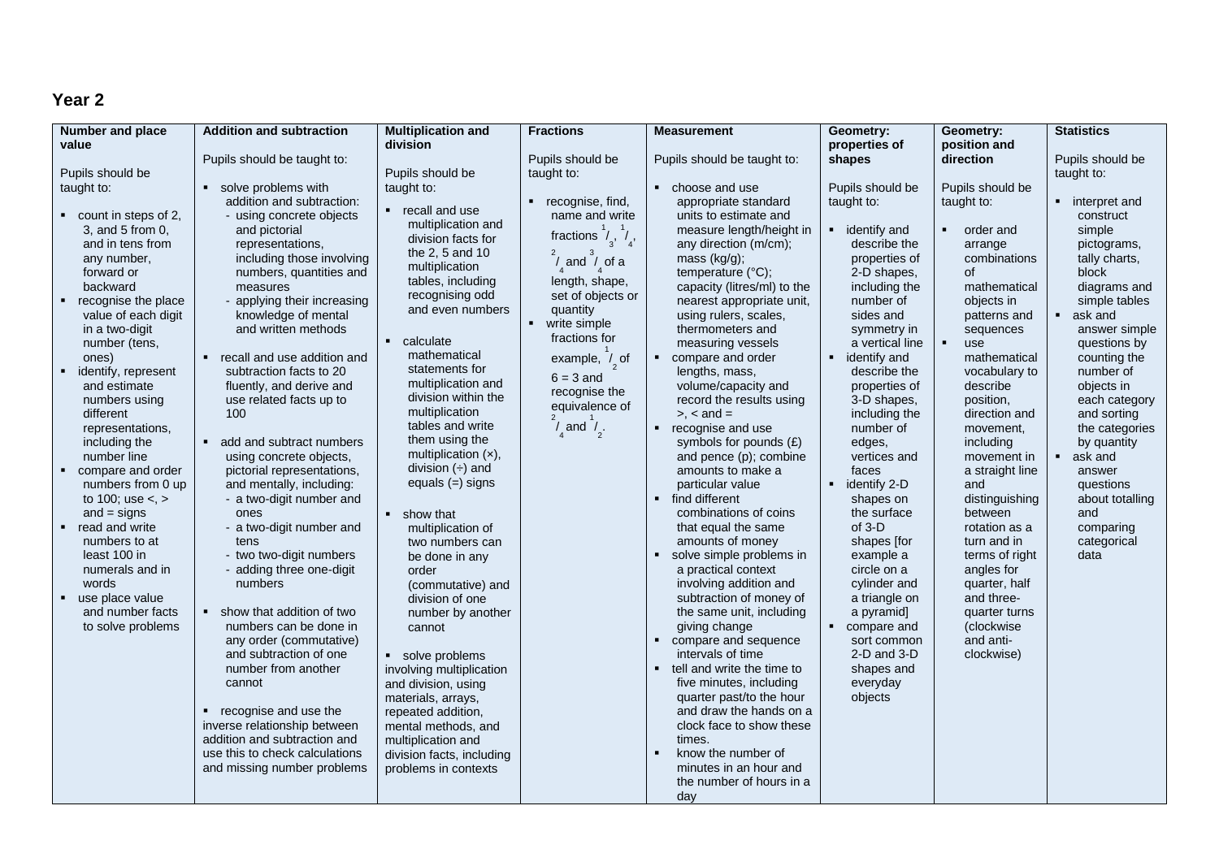## Year 2

| Number and place value | Addition and subtraction | Multiplication and division | Fractions | Measurement | Geometry: properties of shapes | Geometry: position and direction | Statistics |
|---|---|---|---|---|---|---|---|
| Pupils should be taught to:<br><br>▪ count in steps of 2, 3, and 5 from 0, and in tens from any number, forward or backward<br>▪ recognise the place value of each digit in a two-digit number (tens, ones)<br>▪ identify, represent and estimate numbers using different representations, including the number line<br>▪ compare and order numbers from 0 up to 100; use <, > and = signs<br>▪ read and write numbers to at least 100 in numerals and in words<br>▪ use place value and number facts to solve problems | Pupils should be taught to:<br><br>▪ solve problems with addition and subtraction:<br>- using concrete objects and pictorial representations, including those involving numbers, quantities and measures<br>- applying their increasing knowledge of mental and written methods<br><br>▪ recall and use addition and subtraction facts to 20 fluently, and derive and use related facts up to 100<br><br>▪ add and subtract numbers using concrete objects, pictorial representations, and mentally, including:<br>- a two-digit number and ones<br>- a two-digit number and tens<br>- two two-digit numbers<br>- adding three one-digit numbers<br><br>▪ show that addition of two numbers can be done in any order (commutative) and subtraction of one number from another cannot<br><br>▪ recognise and use the inverse relationship between addition and subtraction and use this to check calculations and missing number problems | Pupils should be taught to:<br><br>▪ recall and use multiplication and division facts for the 2, 5 and 10 multiplication tables, including recognising odd and even numbers<br><br>▪ calculate mathematical statements for multiplication and division within the multiplication tables and write them using the multiplication (×), division (÷) and equals (=) signs<br><br>▪ show that multiplication of two numbers can be done in any order (commutative) and division of one number by another cannot<br><br>▪ solve problems involving multiplication and division, using materials, arrays, repeated addition, mental methods, and multiplication and division facts, including problems in contexts | Pupils should be taught to:<br><br>▪ recognise, find, name and write fractions $^1/_3$, $^1/_4$, $^2/_4$ and $^3/_4$ of a length, shape, set of objects or quantity<br>▪ write simple fractions for example, $^1/_2$ of 6 = 3 and recognise the equivalence of $^2/_4$ and $^1/_2$. | Pupils should be taught to:<br><br>▪ choose and use appropriate standard units to estimate and measure length/height in any direction (m/cm); mass (kg/g); temperature (°C); capacity (litres/ml) to the nearest appropriate unit, using rulers, scales, thermometers and measuring vessels<br>▪ compare and order lengths, mass, volume/capacity and record the results using >, < and =<br>▪ recognise and use symbols for pounds (£) and pence (p); combine amounts to make a particular value<br>▪ find different combinations of coins that equal the same amounts of money<br>▪ solve simple problems in a practical context involving addition and subtraction of money of the same unit, including giving change<br>▪ compare and sequence intervals of time<br>▪ tell and write the time to five minutes, including quarter past/to the hour and draw the hands on a clock face to show these times.<br>▪ know the number of minutes in an hour and the number of hours in a day | Pupils should be taught to:<br><br>▪ identify and describe the properties of 2-D shapes, including the number of sides and symmetry in a vertical line<br>▪ identify and describe the properties of 3-D shapes, including the number of edges, vertices and faces<br>▪ identify 2-D shapes on the surface of 3-D shapes [for example a circle on a cylinder and a triangle on a pyramid]<br>▪ compare and sort common 2-D and 3-D shapes and everyday objects | Pupils should be taught to:<br><br>▪ order and arrange combinations of mathematical objects in patterns and sequences<br>▪ use mathematical vocabulary to describe position, direction and movement, including movement in a straight line and distinguishing between rotation as a turn and in terms of right angles for quarter, half and three-quarter turns (clockwise and anti-clockwise) | Pupils should be taught to:<br><br>▪ interpret and construct simple pictograms, tally charts, block diagrams and simple tables<br>▪ ask and answer simple questions by counting the number of objects in each category and sorting the categories by quantity<br>▪ ask and answer questions about totalling and comparing categorical data |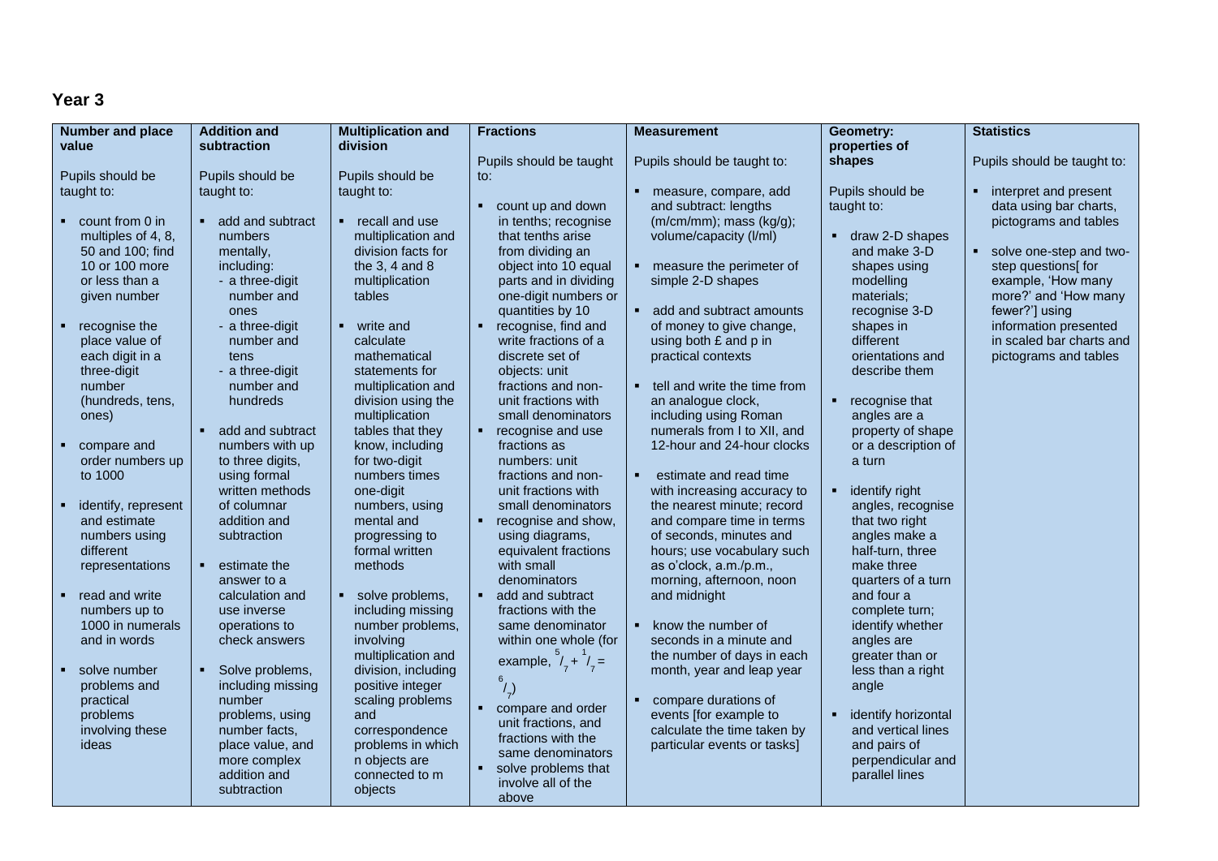## Year 3

| Number and place value | Addition and subtraction | Multiplication and division | Fractions | Measurement | Geometry: properties of shapes | Statistics |
|---|---|---|---|---|---|---|
| Pupils should be taught to:<br><br>▪ count from 0 in multiples of 4, 8, 50 and 100; find 10 or 100 more or less than a given number<br><br>▪ recognise the place value of each digit in a three-digit number (hundreds, tens, ones)<br><br>▪ compare and order numbers up to 1000<br><br>▪ identify, represent and estimate numbers using different representations<br><br>▪ read and write numbers up to 1000 in numerals and in words<br><br>▪ solve number problems and practical problems involving these ideas | Pupils should be taught to:<br><br>▪ add and subtract numbers mentally, including:<br>- a three-digit number and ones<br>- a three-digit number and tens<br>- a three-digit number and hundreds<br><br>▪ add and subtract numbers with up to three digits, using formal written methods of columnar addition and subtraction<br><br>▪ estimate the answer to a calculation and use inverse operations to check answers<br><br>▪ Solve problems, including missing number problems, using number facts, place value, and more complex addition and subtraction | Pupils should be taught to:<br><br>▪ recall and use multiplication and division facts for the 3, 4 and 8 multiplication tables<br><br>▪ write and calculate mathematical statements for multiplication and division using the multiplication tables that they know, including for two-digit numbers times one-digit numbers, using mental and progressing to formal written methods<br><br>▪ solve problems, including missing number problems, involving multiplication and division, including positive integer scaling problems and correspondence problems in which n objects are connected to m objects | Pupils should be taught to:<br><br>▪ count up and down in tenths; recognise that tenths arise from dividing an object into 10 equal parts and in dividing one-digit numbers or quantities by 10<br>▪ recognise, find and write fractions of a discrete set of objects: unit fractions and non-unit fractions with small denominators<br>▪ recognise and use fractions as numbers: unit fractions and non-unit fractions with small denominators<br>▪ recognise and show, using diagrams, equivalent fractions with small denominators<br>▪ add and subtract fractions with the same denominator within one whole (for example, $^5/_7 + ^1/_7 = ^6/_7$)<br>▪ compare and order unit fractions, and fractions with the same denominators<br>▪ solve problems that involve all of the above | Pupils should be taught to:<br><br>▪ measure, compare, add and subtract: lengths (m/cm/mm); mass (kg/g); volume/capacity (l/ml)<br><br>▪ measure the perimeter of simple 2-D shapes<br><br>▪ add and subtract amounts of money to give change, using both £ and p in practical contexts<br><br>▪ tell and write the time from an analogue clock, including using Roman numerals from I to XII, and 12-hour and 24-hour clocks<br><br>▪ estimate and read time with increasing accuracy to the nearest minute; record and compare time in terms of seconds, minutes and hours; use vocabulary such as o'clock, a.m./p.m., morning, afternoon, noon and midnight<br><br>▪ know the number of seconds in a minute and the number of days in each month, year and leap year<br><br>▪ compare durations of events [for example to calculate the time taken by particular events or tasks] | Pupils should be taught to:<br><br>▪ draw 2-D shapes and make 3-D shapes using modelling materials; recognise 3-D shapes in different orientations and describe them<br><br>▪ recognise that angles are a property of shape or a description of a turn<br><br>▪ identify right angles, recognise that two right angles make a half-turn, three make three quarters of a turn and four a complete turn; identify whether angles are greater than or less than a right angle<br><br>▪ identify horizontal and vertical lines and pairs of perpendicular and parallel lines | Pupils should be taught to:<br><br>▪ interpret and present data using bar charts, pictograms and tables<br><br>▪ solve one-step and two-step questions[ for example, 'How many more?' and 'How many fewer?'] using information presented in scaled bar charts and pictograms and tables |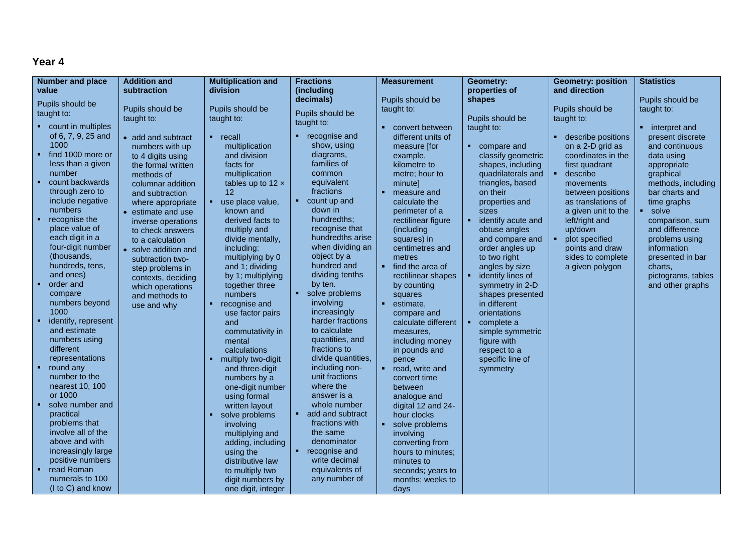## Year 4

| Number and place value | Addition and subtraction | Multiplication and division | Fractions (including decimals) | Measurement | Geometry: properties of shapes | Geometry: position and direction | Statistics |
|---|---|---|---|---|---|---|---|
| Pupils should be taught to:<br>▪ count in multiples of 6, 7, 9, 25 and 1000<br>▪ find 1000 more or less than a given number<br>▪ count backwards through zero to include negative numbers<br>▪ recognise the place value of each digit in a four-digit number (thousands, hundreds, tens, and ones)<br>▪ order and compare numbers beyond 1000<br>▪ identify, represent and estimate numbers using different representations<br>▪ round any number to the nearest 10, 100 or 1000<br>▪ solve number and practical problems that involve all of the above and with increasingly large positive numbers<br>▪ read Roman numerals to 100 (I to C) and know | Pupils should be taught to:<br>• add and subtract numbers with up to 4 digits using the formal written methods of columnar addition and subtraction where appropriate<br>• estimate and use inverse operations to check answers to a calculation<br>• solve addition and subtraction two-step problems in contexts, deciding which operations and methods to use and why | Pupils should be taught to:<br>▪ recall multiplication and division facts for multiplication tables up to 12 × 12<br>▪ use place value, known and derived facts to multiply and divide mentally, including: multiplying by 0 and 1; dividing by 1; multiplying together three numbers<br>▪ recognise and use factor pairs and commutativity in mental calculations<br>▪ multiply two-digit and three-digit numbers by a one-digit number using formal written layout<br>▪ solve problems involving multiplying and adding, including using the distributive law to multiply two digit numbers by one digit, integer | Pupils should be taught to:<br>▪ recognise and show, using diagrams, families of common equivalent fractions<br>▪ count up and down in hundredths; recognise that hundredths arise when dividing an object by a hundred and dividing tenths by ten.<br>▪ solve problems involving increasingly harder fractions to calculate quantities, and fractions to divide quantities, including non-unit fractions where the answer is a whole number<br>▪ add and subtract fractions with the same denominator<br>▪ recognise and write decimal equivalents of any number of | Pupils should be taught to:<br>▪ convert between different units of measure [for example, kilometre to metre; hour to minute]<br>▪ measure and calculate the perimeter of a rectilinear figure (including squares) in centimetres and metres<br>▪ find the area of rectilinear shapes by counting squares<br>▪ estimate, compare and calculate different measures, including money in pounds and pence<br>▪ read, write and convert time between analogue and digital 12 and 24-hour clocks<br>▪ solve problems involving converting from hours to minutes; minutes to seconds; years to months; weeks to days | Pupils should be taught to:<br>▪ compare and classify geometric shapes, including quadrilaterals and triangles, based on their properties and sizes<br>▪ identify acute and obtuse angles and compare and order angles up to two right angles by size<br>▪ identify lines of symmetry in 2-D shapes presented in different orientations<br>▪ complete a simple symmetric figure with respect to a specific line of symmetry | Pupils should be taught to:<br>▪ describe positions on a 2-D grid as coordinates in the first quadrant<br>▪ describe movements between positions as translations of a given unit to the left/right and up/down<br>▪ plot specified points and draw sides to complete a given polygon | Pupils should be taught to:<br>▪ interpret and present discrete and continuous data using appropriate graphical methods, including bar charts and time graphs<br>▪ solve comparison, sum and difference problems using information presented in bar charts, pictograms, tables and other graphs |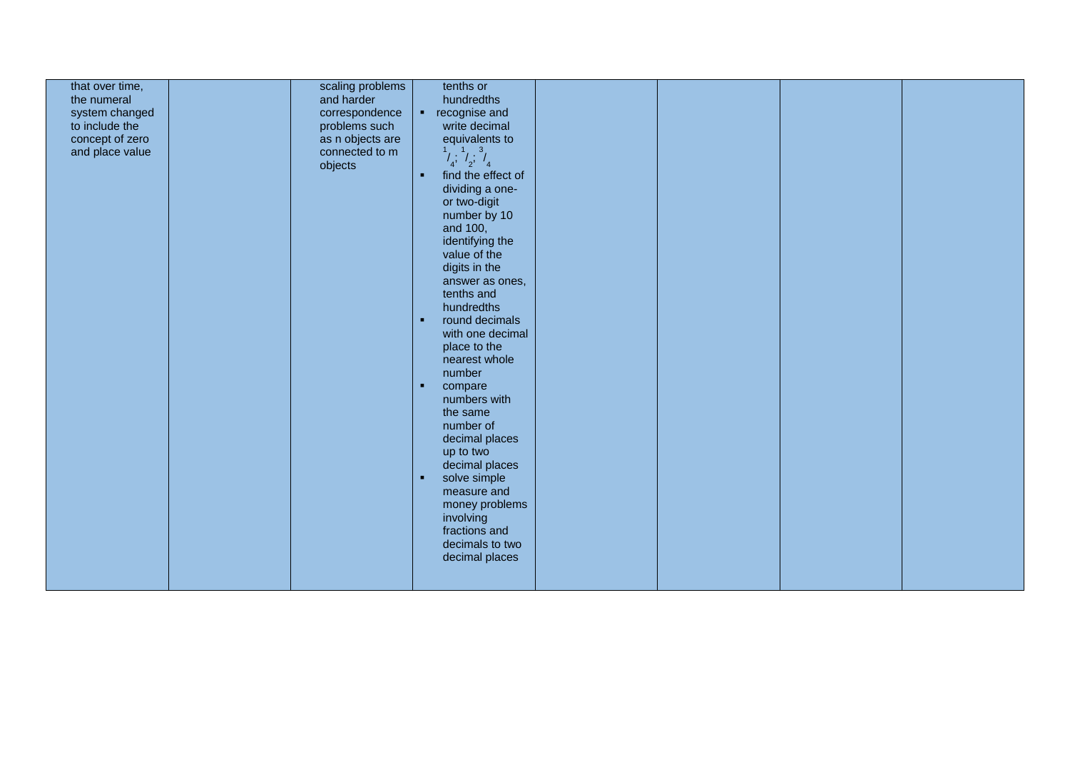| | | | | | | | |
|---|---|---|---|---|---|---|---|
| that over time, the numeral system changed to include the concept of zero and place value | | scaling problems and harder correspondence problems such as n objects are connected to m objects | tenths or hundredths<br>▪ recognise and write decimal equivalents to $^{1}/_{4}$; $^{1}/_{2}$; $^{3}/_{4}$<br>▪ find the effect of dividing a one- or two-digit number by 10 and 100, identifying the value of the digits in the answer as ones, tenths and hundredths<br>▪ round decimals with one decimal place to the nearest whole number<br>▪ compare numbers with the same number of decimal places up to two decimal places<br>▪ solve simple measure and money problems involving fractions and decimals to two decimal places | | | | |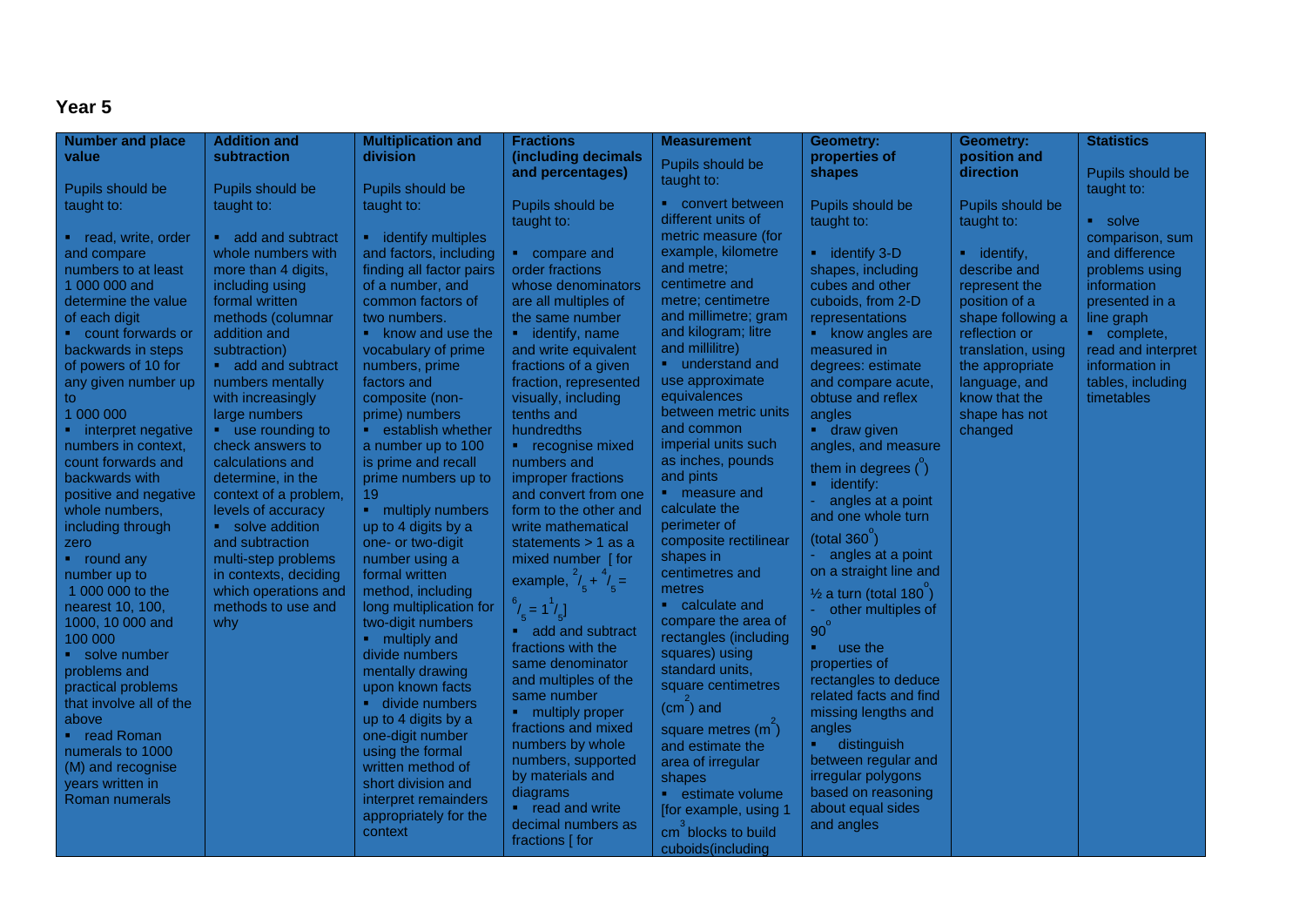## Year 5

| Number and place value | Addition and subtraction | Multiplication and division | Fractions (including decimals and percentages) | Measurement | Geometry: properties of shapes | Geometry: position and direction | Statistics |
|---|---|---|---|---|---|---|---|
| Pupils should be taught to:<br><br>▪ read, write, order and compare numbers to at least 1 000 000 and determine the value of each digit<br>▪ count forwards or backwards in steps of powers of 10 for any given number up to 1 000 000<br>▪ interpret negative numbers in context, count forwards and backwards with positive and negative whole numbers, including through zero<br>▪ round any number up to 1 000 000 to the nearest 10, 100, 1000, 10 000 and 100 000<br>▪ solve number problems and practical problems that involve all of the above<br>▪ read Roman numerals to 1000 (M) and recognise years written in Roman numerals | Pupils should be taught to:<br><br>▪ add and subtract whole numbers with more than 4 digits, including using formal written methods (columnar addition and subtraction)<br>▪ add and subtract numbers mentally with increasingly large numbers<br>▪ use rounding to check answers to calculations and determine, in the context of a problem, levels of accuracy<br>▪ solve addition and subtraction multi-step problems in contexts, deciding which operations and methods to use and why | Pupils should be taught to:<br><br>▪ identify multiples and factors, including finding all factor pairs of a number, and common factors of two numbers.<br>▪ know and use the vocabulary of prime numbers, prime factors and composite (non-prime) numbers<br>▪ establish whether a number up to 100 is prime and recall prime numbers up to 19<br>▪ multiply numbers up to 4 digits by a one- or two-digit number using a formal written method, including long multiplication for two-digit numbers<br>▪ multiply and divide numbers mentally drawing upon known facts<br>▪ divide numbers up to 4 digits by a one-digit number using the formal written method of short division and interpret remainders appropriately for the context | Pupils should be taught to:<br><br>▪ compare and order fractions whose denominators are all multiples of the same number<br>▪ identify, name and write equivalent fractions of a given fraction, represented visually, including tenths and hundredths<br>▪ recognise mixed numbers and improper fractions and convert from one form to the other and write mathematical statements > 1 as a mixed number [for example, $\frac{2}{5} + \frac{4}{5} = \frac{6}{5} = 1\frac{1}{5}$]<br>▪ add and subtract fractions with the same denominator and multiples of the same number<br>▪ multiply proper fractions and mixed numbers by whole numbers, supported by materials and diagrams<br>▪ read and write decimal numbers as fractions [ for | Pupils should be taught to:<br><br>▪ convert between different units of metric measure (for example, kilometre and metre; centimetre and metre; centimetre and millimetre; gram and kilogram; litre and millilitre)<br>▪ understand and use approximate equivalences between metric units and common imperial units such as inches, pounds and pints<br>▪ measure and calculate the perimeter of composite rectilinear shapes in centimetres and metres<br>▪ calculate and compare the area of rectangles (including squares) using standard units, square centimetres ($cm^2$) and square metres ($m^2$) and estimate the area of irregular shapes<br>▪ estimate volume [for example, using 1 $cm^3$ blocks to build cuboids(including | Pupils should be taught to:<br><br>▪ identify 3-D shapes, including cubes and other cuboids, from 2-D representations<br>▪ know angles are measured in degrees: estimate and compare acute, obtuse and reflex angles<br>▪ draw given angles, and measure them in degrees ($^{o}$)<br>▪ identify:<br>- angles at a point and one whole turn (total 360$^{o}$)<br>- angles at a point on a straight line and ½ a turn (total 180$^{o}$)<br>- other multiples of 90$^{o}$<br>▪ use the properties of rectangles to deduce related facts and find missing lengths and angles<br>▪ distinguish between regular and irregular polygons based on reasoning about equal sides and angles | Pupils should be taught to:<br><br>▪ identify, describe and represent the position of a shape following a reflection or translation, using the appropriate language, and know that the shape has not changed | Pupils should be taught to:<br><br>▪ solve comparison, sum and difference problems using information presented in a line graph<br>▪ complete, read and interpret information in tables, including timetables |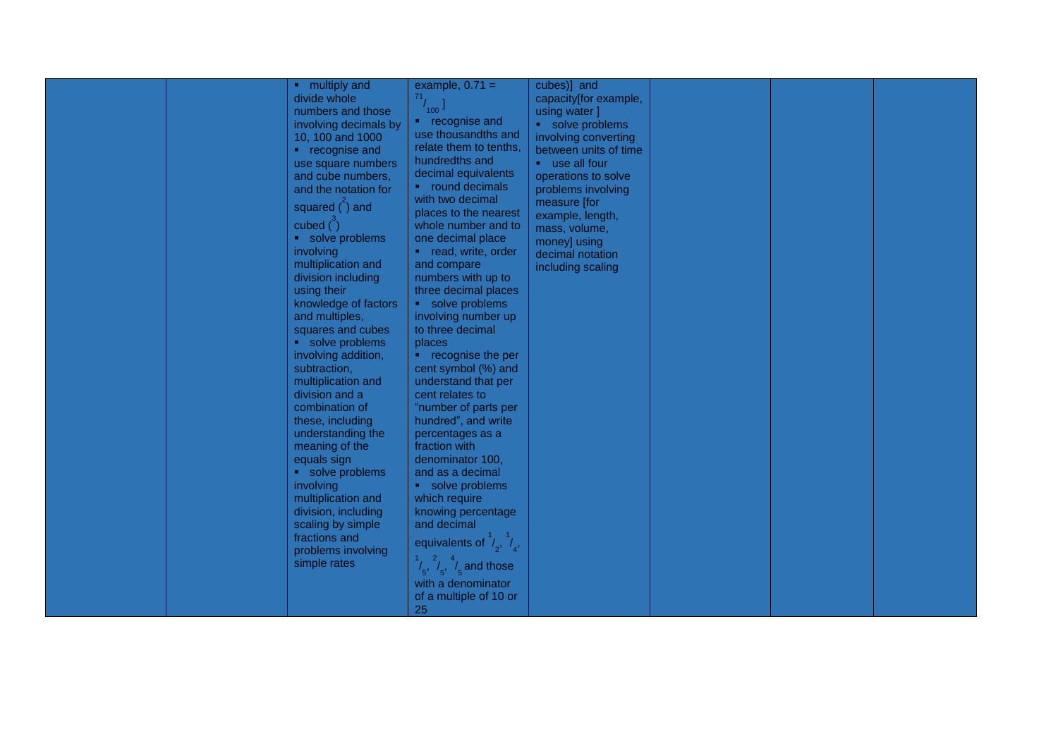|  |  |  |  |  |  |  |  |
|---|---|---|---|---|---|---|---|
|  |  | ▪ multiply and divide whole numbers and those involving decimals by 10, 100 and 1000<br>▪ recognise and use square numbers and cube numbers, and the notation for squared ($^2$) and cubed ($^3$)<br>▪ solve problems involving multiplication and division including using their knowledge of factors and multiples, squares and cubes<br>▪ solve problems involving addition, subtraction, multiplication and division and a combination of these, including understanding the meaning of the equals sign<br>▪ solve problems involving multiplication and division, including scaling by simple fractions and problems involving simple rates | example, 0.71 = $^{71}/_{100}$ ]<br>▪ recognise and use thousandths and relate them to tenths, hundredths and decimal equivalents<br>▪ round decimals with two decimal places to the nearest whole number and to one decimal place<br>▪ read, write, order and compare numbers with up to three decimal places<br>▪ solve problems involving number up to three decimal places<br>▪ recognise the per cent symbol (%) and understand that per cent relates to "number of parts per hundred", and write percentages as a fraction with denominator 100, and as a decimal<br>▪ solve problems which require knowing percentage and decimal equivalents of $^1/_2$, $^1/_4$, $^1/_5$, $^2/_5$, $^4/_5$ and those with a denominator of a multiple of 10 or 25 | cubes)] and capacity[for example, using water ]<br>▪ solve problems involving converting between units of time<br>▪ use all four operations to solve problems involving measure [for example, length, mass, volume, money] using decimal notation including scaling |  |  |  |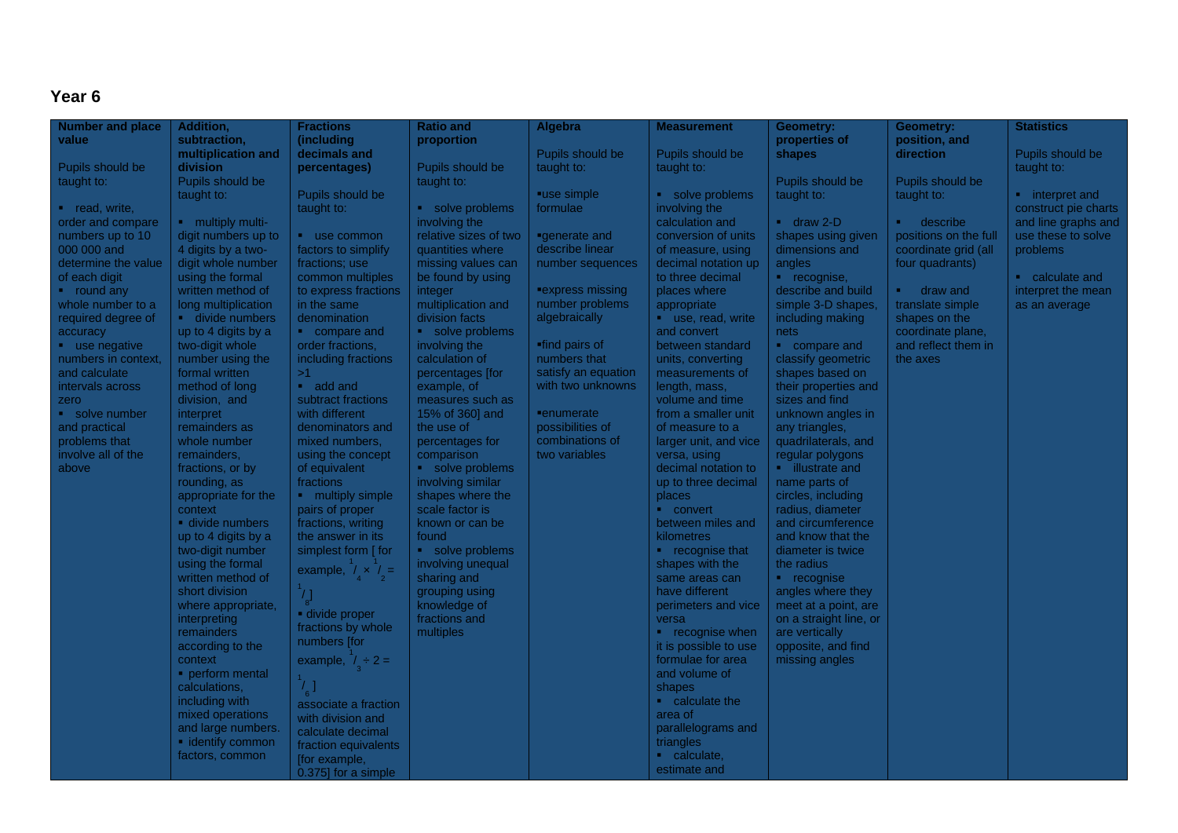## Year 6

| Number and place value | Addition, subtraction, multiplication and division | Fractions (including decimals and percentages) | Ratio and proportion | Algebra | Measurement | Geometry: properties of shapes | Geometry: position, and direction | Statistics |
|---|---|---|---|---|---|---|---|---|
| Pupils should be taught to:<br><br>▪ read, write, order and compare numbers up to 10 000 000 and determine the value of each digit<br>▪ round any whole number to a required degree of accuracy<br>▪ use negative numbers in context, and calculate intervals across zero<br>▪ solve number and practical problems that involve all of the above | Pupils should be taught to:<br><br>▪ multiply multi-digit numbers up to 4 digits by a two-digit whole number using the formal written method of long multiplication<br>▪ divide numbers up to 4 digits by a two-digit whole number using the formal written method of long division, and interpret remainders as whole number remainders, fractions, or by rounding, as appropriate for the context<br>▪ divide numbers up to 4 digits by a two-digit number using the formal written method of short division where appropriate, interpreting remainders according to the context<br>▪ perform mental calculations, including with mixed operations and large numbers.<br>▪ identify common factors, common | Pupils should be taught to:<br><br>▪ use common factors to simplify fractions; use common multiples to express fractions in the same denomination<br>▪ compare and order fractions, including fractions >1<br>▪ add and subtract fractions with different denominators and mixed numbers, using the concept of equivalent fractions<br>▪ multiply simple pairs of proper fractions, writing the answer in its simplest form [ for example, $\frac{1}{4} \times \frac{1}{2} = \frac{1}{8}$]<br>▪ divide proper fractions by whole numbers [for example, $\frac{1}{3} \div 2 = \frac{1}{6}$ ]<br>associate a fraction with division and calculate decimal fraction equivalents [for example, 0.375] for a simple | Pupils should be taught to:<br><br>▪ solve problems involving the relative sizes of two quantities where missing values can be found by using integer multiplication and division facts<br>▪ solve problems involving the calculation of percentages [for example, of measures such as 15% of 360] and the use of percentages for comparison<br>▪ solve problems involving similar shapes where the scale factor is known or can be found<br>▪ solve problems involving unequal sharing and grouping using knowledge of fractions and multiples | Pupils should be taught to:<br><br>▪use simple formulae<br><br>▪generate and describe linear number sequences<br><br>▪express missing number problems algebraically<br><br>▪find pairs of numbers that satisfy an equation with two unknowns<br><br>▪enumerate possibilities of combinations of two variables | Pupils should be taught to:<br><br>▪ solve problems involving the calculation and conversion of units of measure, using decimal notation up to three decimal places where appropriate<br>▪ use, read, write and convert between standard units, converting measurements of length, mass, volume and time from a smaller unit of measure to a larger unit, and vice versa, using decimal notation to up to three decimal places<br>▪ convert between miles and kilometres<br>▪ recognise that shapes with the same areas can have different perimeters and vice versa<br>▪ recognise when it is possible to use formulae for area and volume of shapes<br>▪ calculate the area of parallelograms and triangles<br>▪ calculate, estimate and | Pupils should be taught to:<br><br>▪ draw 2-D shapes using given dimensions and angles<br>▪ recognise, describe and build simple 3-D shapes, including making nets<br>▪ compare and classify geometric shapes based on their properties and sizes and find unknown angles in any triangles, quadrilaterals, and regular polygons<br>▪ illustrate and name parts of circles, including radius, diameter and circumference and know that the diameter is twice the radius<br>▪ recognise angles where they meet at a point, are on a straight line, or are vertically opposite, and find missing angles | Pupils should be taught to:<br><br>▪ describe positions on the full coordinate grid (all four quadrants)<br><br>▪ draw and translate simple shapes on the coordinate plane, and reflect them in the axes | Pupils should be taught to:<br><br>▪ interpret and construct pie charts and line graphs and use these to solve problems<br><br>▪ calculate and interpret the mean as an average |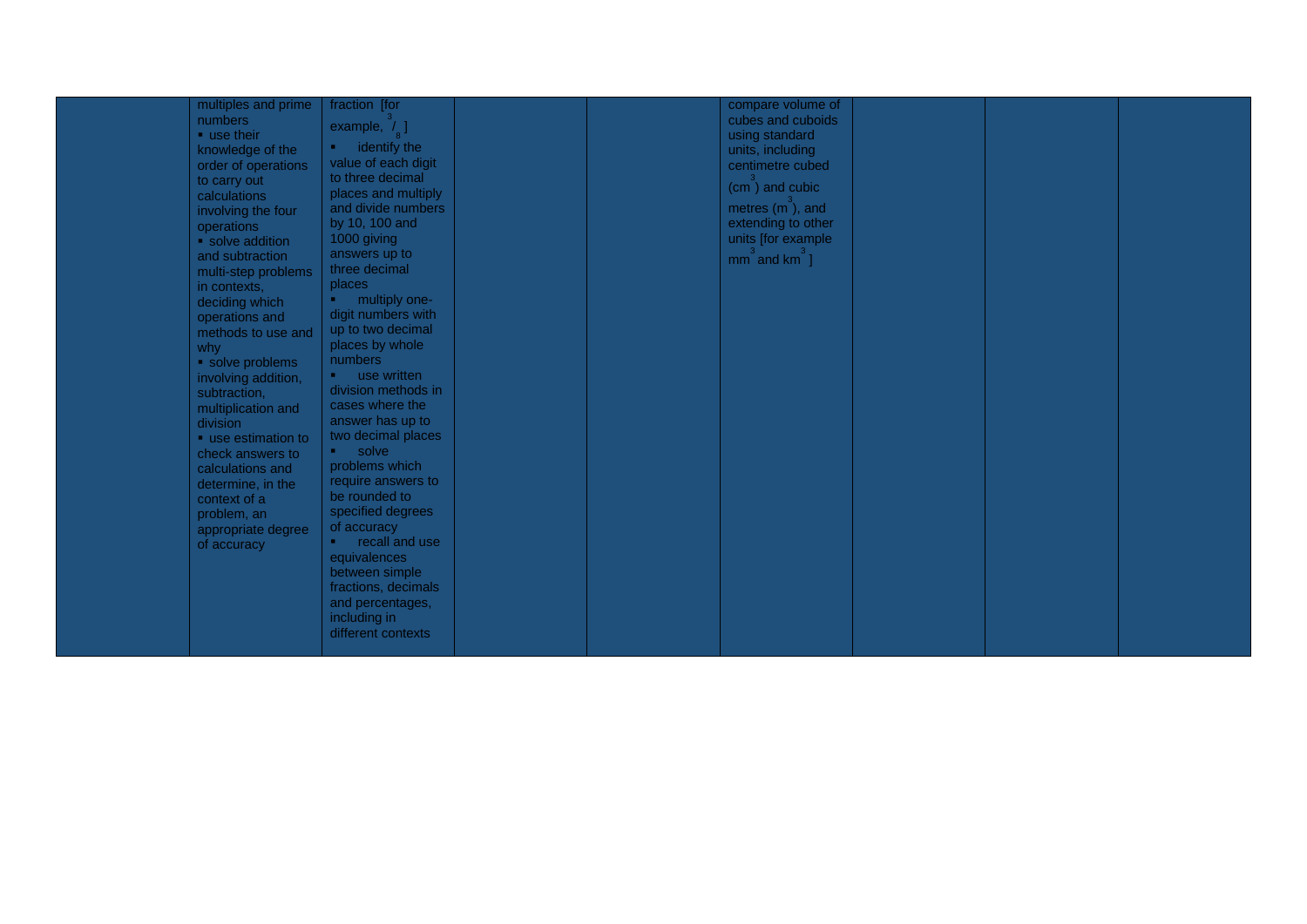| | | | | | | | | |
|---|---|---|---|---|---|---|---|---|
| | multiples and prime numbers<br>▪ use their knowledge of the order of operations to carry out calculations involving the four operations<br>▪ solve addition and subtraction multi-step problems in contexts, deciding which operations and methods to use and why<br>▪ solve problems involving addition, subtraction, multiplication and division<br>▪ use estimation to check answers to calculations and determine, in the context of a problem, an appropriate degree of accuracy | fraction [for example, $^3/_8$]<br>▪ identify the value of each digit to three decimal places and multiply and divide numbers by 10, 100 and 1000 giving answers up to three decimal places<br>▪ multiply one-digit numbers with up to two decimal places by whole numbers<br>▪ use written division methods in cases where the answer has up to two decimal places<br>▪ solve problems which require answers to be rounded to specified degrees of accuracy<br>▪ recall and use equivalences between simple fractions, decimals and percentages, including in different contexts | | | compare volume of cubes and cuboids using standard units, including centimetre cubed ($cm^3$) and cubic metres ($m^3$), and extending to other units [for example $mm^3$ and $km^3$] | | | |